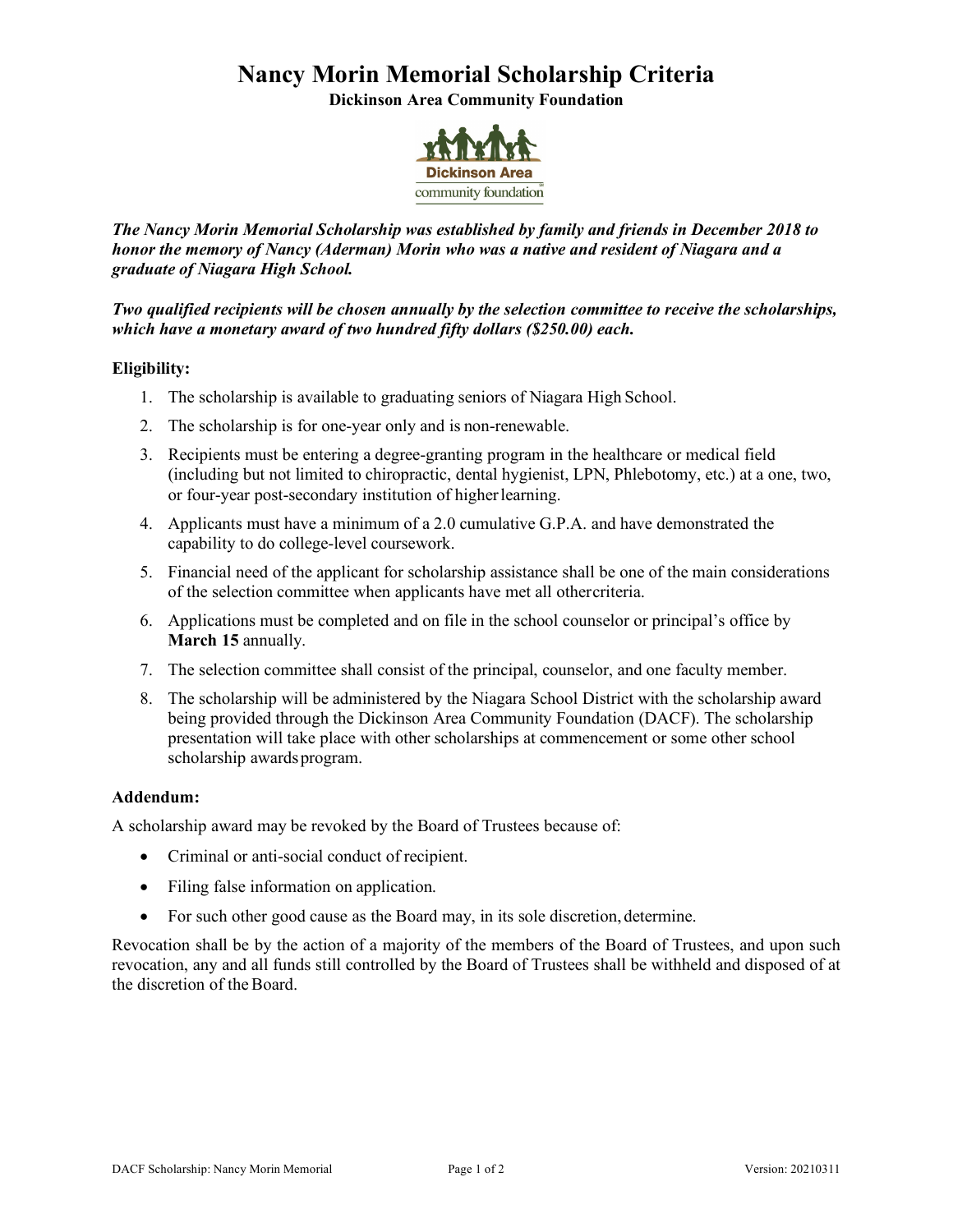# Nancy Morin Memorial Scholarship Criteria

**Dickinson Area Community Foundation**

***The Nancy Morin Memorial Scholarship was established by family and friends in December 2018 to honor the memory of Nancy (Aderman) Morin who was a native and resident of Niagara and a graduate of Niagara High School.***

***Two qualified recipients will be chosen annually by the selection committee to receive the scholarships, which have a monetary award of two hundred fifty dollars ($250.00) each.***

**Eligibility:**

1. The scholarship is available to graduating seniors of Niagara High School.
2. The scholarship is for one-year only and is non-renewable.
3. Recipients must be entering a degree-granting program in the healthcare or medical field (including but not limited to chiropractic, dental hygienist, LPN, Phlebotomy, etc.) at a one, two, or four-year post-secondary institution of higher learning.
4. Applicants must have a minimum of a 2.0 cumulative G.P.A. and have demonstrated the capability to do college-level coursework.
5. Financial need of the applicant for scholarship assistance shall be one of the main considerations of the selection committee when applicants have met all other criteria.
6. Applications must be completed and on file in the school counselor or principal's office by **March 15** annually.
7. The selection committee shall consist of the principal, counselor, and one faculty member.
8. The scholarship will be administered by the Niagara School District with the scholarship award being provided through the Dickinson Area Community Foundation (DACF). The scholarship presentation will take place with other scholarships at commencement or some other school scholarship awards program.

**Addendum:**

A scholarship award may be revoked by the Board of Trustees because of:

- Criminal or anti-social conduct of recipient.
- Filing false information on application.
- For such other good cause as the Board may, in its sole discretion, determine.

Revocation shall be by the action of a majority of the members of the Board of Trustees, and upon such revocation, any and all funds still controlled by the Board of Trustees shall be withheld and disposed of at the discretion of the Board.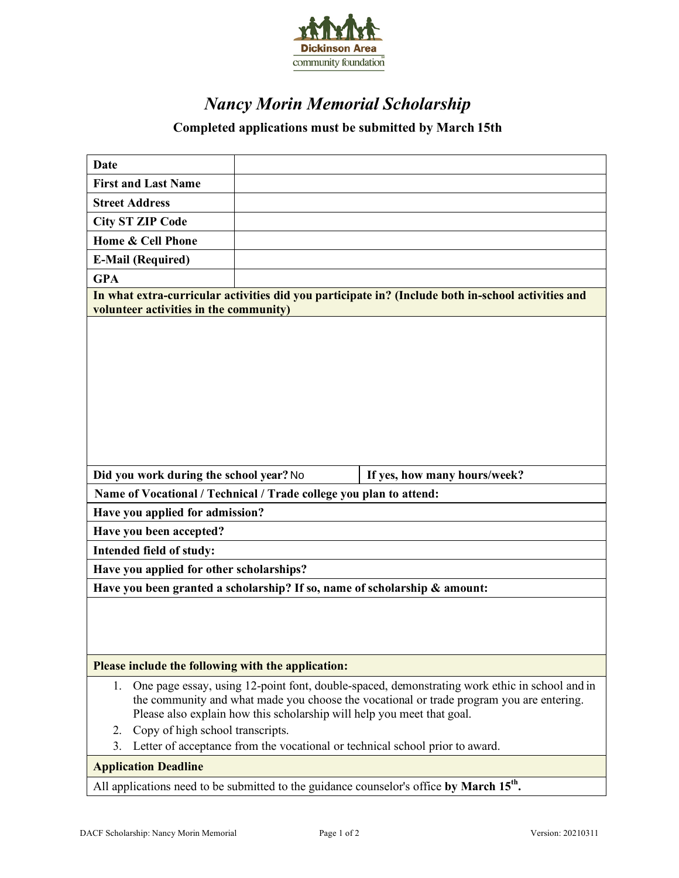Dickinson Area community foundation

# *Nancy Morin Memorial Scholarship*

**Completed applications must be submitted by March 15th**

| | |
|---|---|
| **Date** | |
| **First and Last Name** | |
| **Street Address** | |
| **City ST ZIP Code** | |
| **Home & Cell Phone** | |
| **E-Mail (Required)** | |
| **GPA** | |

**In what extra-curricular activities did you participate in? (Include both in-school activities and volunteer activities in the community)**

| | |
|---|---|
| **Did you work during the school year?** No | **If yes, how many hours/week?** |

**Name of Vocational / Technical / Trade college you plan to attend:**

**Have you applied for admission?**

**Have you been accepted?**

**Intended field of study:**

**Have you applied for other scholarships?**

**Have you been granted a scholarship? If so, name of scholarship & amount:**

**Please include the following with the application:**

1. One page essay, using 12-point font, double-spaced, demonstrating work ethic in school and in the community and what made you choose the vocational or trade program you are entering. Please also explain how this scholarship will help you meet that goal.
2. Copy of high school transcripts.
3. Letter of acceptance from the vocational or technical school prior to award.

**Application Deadline**

All applications need to be submitted to the guidance counselor's office **by March 15th.**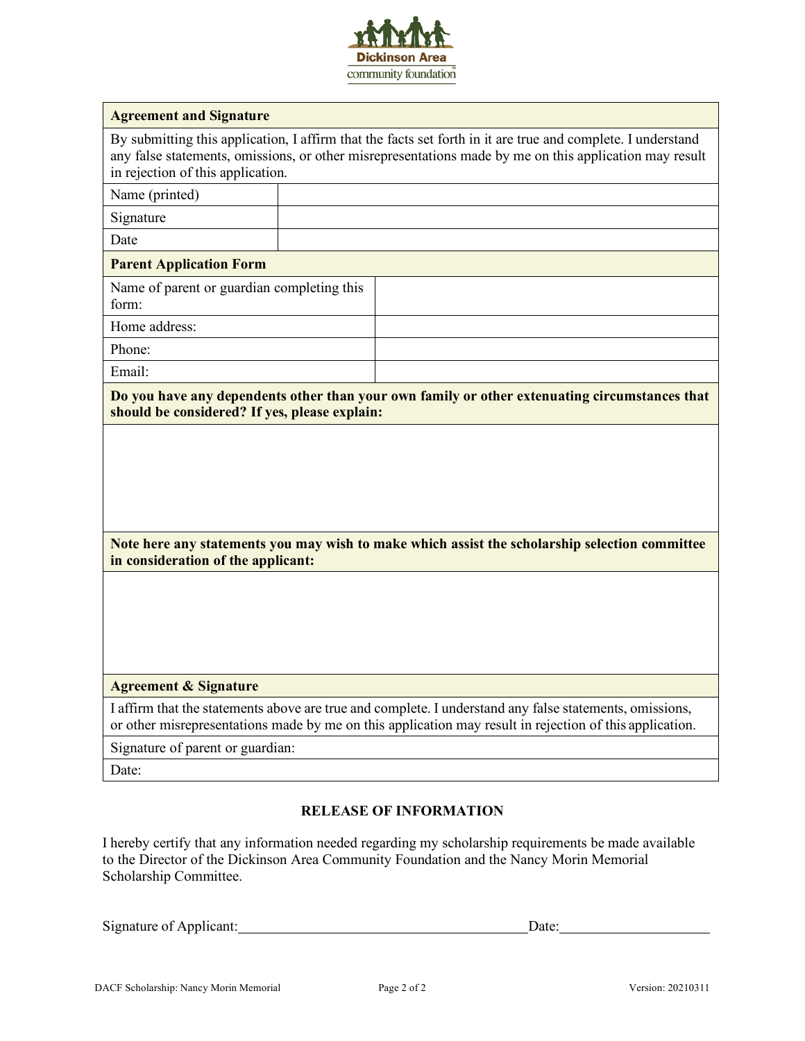Dickinson Area community foundation

| **Agreement and Signature** | |
|---|---|
| By submitting this application, I affirm that the facts set forth in it are true and complete. I understand any false statements, omissions, or other misrepresentations made by me on this application may result in rejection of this application. | |
| Name (printed) | |
| Signature | |
| Date | |

| **Parent Application Form** | |
|---|---|
| Name of parent or guardian completing this form: | |
| Home address: | |
| Phone: | |
| Email: | |

**Do you have any dependents other than your own family or other extenuating circumstances that should be considered? If yes, please explain:**

**Note here any statements you may wish to make which assist the scholarship selection committee in consideration of the applicant:**

**Agreement & Signature**

I affirm that the statements above are true and complete. I understand any false statements, omissions, or other misrepresentations made by me on this application may result in rejection of this application.

Signature of parent or guardian:

Date:

## RELEASE OF INFORMATION

I hereby certify that any information needed regarding my scholarship requirements be made available to the Director of the Dickinson Area Community Foundation and the Nancy Morin Memorial Scholarship Committee.

Signature of Applicant:\_\_\_\_\_\_\_\_\_\_\_\_\_\_\_\_\_\_\_\_\_\_\_\_\_\_\_\_\_\_\_\_\_\_\_\_\_\_ Date:\_\_\_\_\_\_\_\_\_\_\_\_\_\_\_\_\_\_\_\_

DACF Scholarship: Nancy Morin Memorial — Version: 20210311